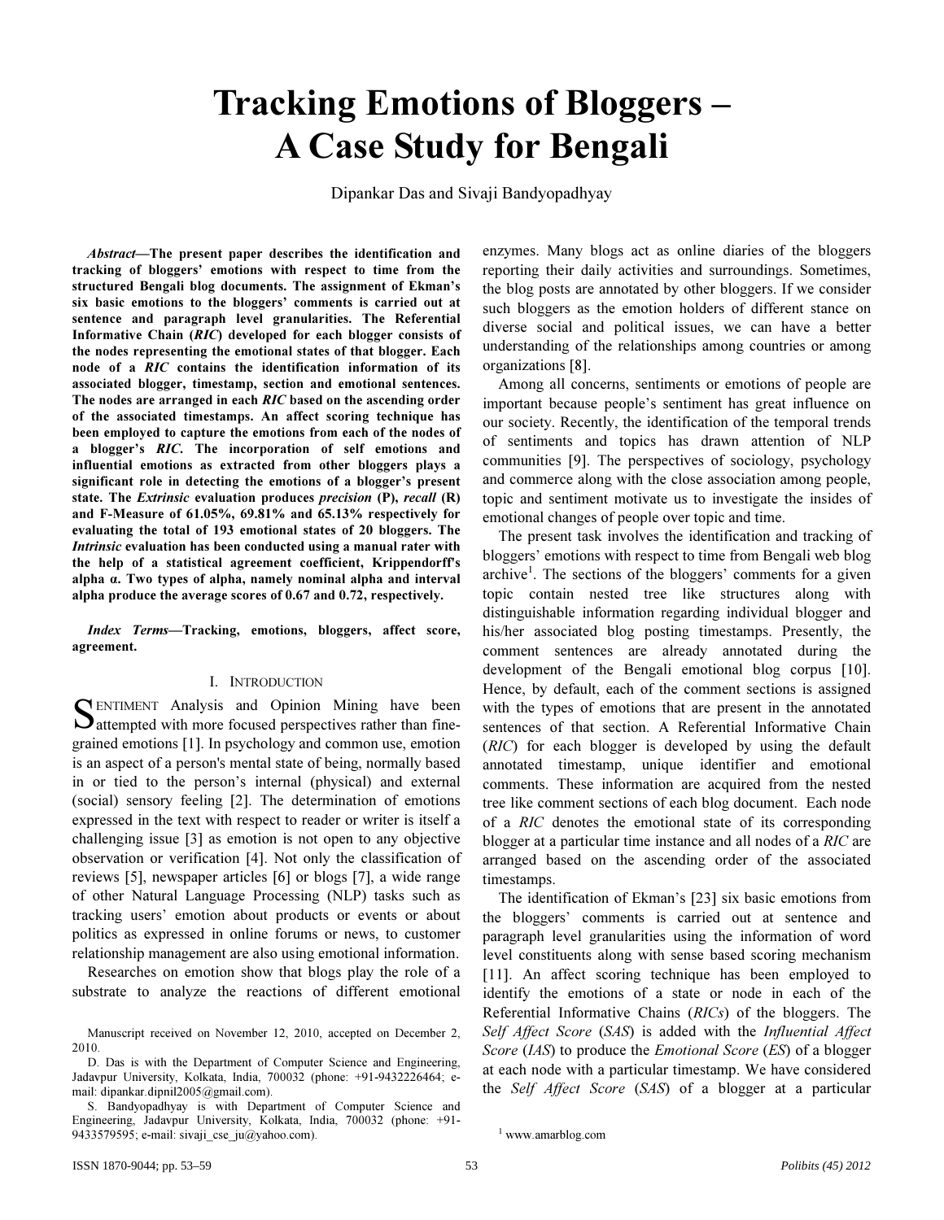# Tracking Emotions of Bloggers – A Case Study for Bengali

Dipankar Das and Sivaji Bandyopadhyay

***Abstract*—The present paper describes the identification and tracking of bloggers' emotions with respect to time from the structured Bengali blog documents. The assignment of Ekman's six basic emotions to the bloggers' comments is carried out at sentence and paragraph level granularities. The Referential Informative Chain (*RIC*) developed for each blogger consists of the nodes representing the emotional states of that blogger. Each node of a *RIC* contains the identification information of its associated blogger, timestamp, section and emotional sentences. The nodes are arranged in each *RIC* based on the ascending order of the associated timestamps. An affect scoring technique has been employed to capture the emotions from each of the nodes of a blogger's *RIC*. The incorporation of self emotions and influential emotions as extracted from other bloggers plays a significant role in detecting the emotions of a blogger's present state. The *Extrinsic* evaluation produces *precision* (P), *recall* (R) and F-Measure of 61.05%, 69.81% and 65.13% respectively for evaluating the total of 193 emotional states of 20 bloggers. The *Intrinsic* evaluation has been conducted using a manual rater with the help of a statistical agreement coefficient, Krippendorff's alpha α. Two types of alpha, namely nominal alpha and interval alpha produce the average scores of 0.67 and 0.72, respectively.**

***Index Terms*—Tracking, emotions, bloggers, affect score, agreement.**

## I. Introduction

Sentiment Analysis and Opinion Mining have been attempted with more focused perspectives rather than fine-grained emotions [1]. In psychology and common use, emotion is an aspect of a person's mental state of being, normally based in or tied to the person's internal (physical) and external (social) sensory feeling [2]. The determination of emotions expressed in the text with respect to reader or writer is itself a challenging issue [3] as emotion is not open to any objective observation or verification [4]. Not only the classification of reviews [5], newspaper articles [6] or blogs [7], a wide range of other Natural Language Processing (NLP) tasks such as tracking users' emotion about products or events or about politics as expressed in online forums or news, to customer relationship management are also using emotional information.

Researches on emotion show that blogs play the role of a substrate to analyze the reactions of different emotional enzymes. Many blogs act as online diaries of the bloggers reporting their daily activities and surroundings. Sometimes, the blog posts are annotated by other bloggers. If we consider such bloggers as the emotion holders of different stance on diverse social and political issues, we can have a better understanding of the relationships among countries or among organizations [8].

Among all concerns, sentiments or emotions of people are important because people's sentiment has great influence on our society. Recently, the identification of the temporal trends of sentiments and topics has drawn attention of NLP communities [9]. The perspectives of sociology, psychology and commerce along with the close association among people, topic and sentiment motivate us to investigate the insides of emotional changes of people over topic and time.

The present task involves the identification and tracking of bloggers' emotions with respect to time from Bengali web blog archive[1]. The sections of the bloggers' comments for a given topic contain nested tree like structures along with distinguishable information regarding individual blogger and his/her associated blog posting timestamps. Presently, the comment sentences are already annotated during the development of the Bengali emotional blog corpus [10]. Hence, by default, each of the comment sections is assigned with the types of emotions that are present in the annotated sentences of that section. A Referential Informative Chain (*RIC*) for each blogger is developed by using the default annotated timestamp, unique identifier and emotional comments. These information are acquired from the nested tree like comment sections of each blog document. Each node of a *RIC* denotes the emotional state of its corresponding blogger at a particular time instance and all nodes of a *RIC* are arranged based on the ascending order of the associated timestamps.

The identification of Ekman's [23] six basic emotions from the bloggers' comments is carried out at sentence and paragraph level granularities using the information of word level constituents along with sense based scoring mechanism [11]. An affect scoring technique has been employed to identify the emotions of a state or node in each of the Referential Informative Chains (*RICs*) of the bloggers. The *Self Affect Score* (*SAS*) is added with the *Influential Affect Score* (*IAS*) to produce the *Emotional Score* (*ES*) of a blogger at each node with a particular timestamp. We have considered the *Self Affect Score* (*SAS*) of a blogger at a particular

Manuscript received on November 12, 2010, accepted on December 2, 2010.

D. Das is with the Department of Computer Science and Engineering, Jadavpur University, Kolkata, India, 700032 (phone: +91-9432226464; e-mail: dipankar.dipnil2005@gmail.com).

S. Bandyopadhyay is with Department of Computer Science and Engineering, Jadavpur University, Kolkata, India, 700032 (phone: +91-9433579595; e-mail: sivaji_cse_ju@yahoo.com).

[1] www.amarblog.com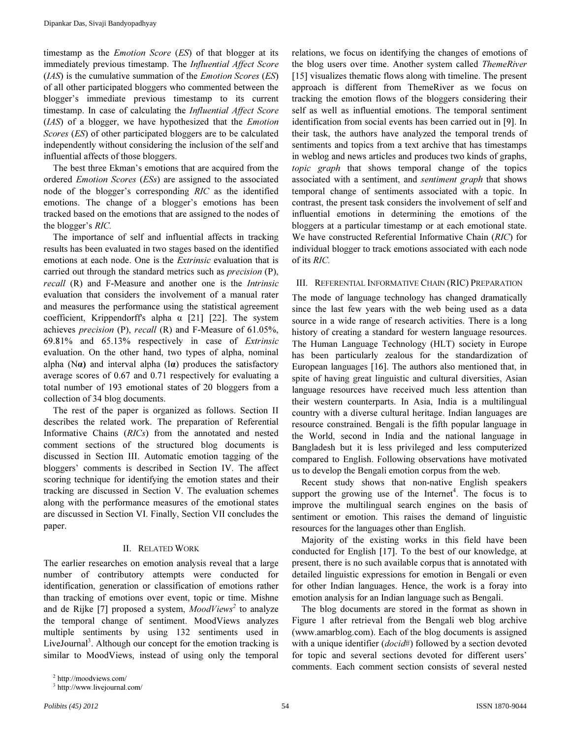timestamp as the *Emotion Score* (*ES*) of that blogger at its immediately previous timestamp. The *Influential Affect Score* (*IAS*) is the cumulative summation of the *Emotion Scores* (*ES*) of all other participated bloggers who commented between the blogger's immediate previous timestamp to its current timestamp. In case of calculating the *Influential Affect Score* (*IAS*) of a blogger, we have hypothesized that the *Emotion Scores* (*ES*) of other participated bloggers are to be calculated independently without considering the inclusion of the self and influential affects of those bloggers.

The best three Ekman's emotions that are acquired from the ordered *Emotion Scores* (*ESs*) are assigned to the associated node of the blogger's corresponding *RIC* as the identified emotions. The change of a blogger's emotions has been tracked based on the emotions that are assigned to the nodes of the blogger's *RIC.*

The importance of self and influential affects in tracking results has been evaluated in two stages based on the identified emotions at each node. One is the *Extrinsic* evaluation that is carried out through the standard metrics such as *precision* (P), *recall* (R) and F-Measure and another one is the *Intrinsic* evaluation that considers the involvement of a manual rater and measures the performance using the statistical agreement coefficient, Krippendorff's alpha α [21] [22]. The system achieves *precision* (P), *recall* (R) and F-Measure of 61.05%, 69.81% and 65.13% respectively in case of *Extrinsic* evaluation. On the other hand, two types of alpha, nominal alpha (N**α**) and interval alpha (I**α**) produces the satisfactory average scores of 0.67 and 0.71 respectively for evaluating a total number of 193 emotional states of 20 bloggers from a collection of 34 blog documents.

The rest of the paper is organized as follows. Section II describes the related work. The preparation of Referential Informative Chains (*RICs*) from the annotated and nested comment sections of the structured blog documents is discussed in Section III. Automatic emotion tagging of the bloggers' comments is described in Section IV. The affect scoring technique for identifying the emotion states and their tracking are discussed in Section V. The evaluation schemes along with the performance measures of the emotional states are discussed in Section VI. Finally, Section VII concludes the paper.

## II. Related Work

The earlier researches on emotion analysis reveal that a large number of contributory attempts were conducted for identification, generation or classification of emotions rather than tracking of emotions over event, topic or time. Mishne and de Rijke [7] proposed a system, *MoodViews*[2] to analyze the temporal change of sentiment. MoodViews analyzes multiple sentiments by using 132 sentiments used in LiveJournal[3]. Although our concept for the emotion tracking is similar to MoodViews, instead of using only the temporal relations, we focus on identifying the changes of emotions of the blog users over time. Another system called *ThemeRiver* [15] visualizes thematic flows along with timeline. The present approach is different from ThemeRiver as we focus on tracking the emotion flows of the bloggers considering their self as well as influential emotions. The temporal sentiment identification from social events has been carried out in [9]. In their task, the authors have analyzed the temporal trends of sentiments and topics from a text archive that has timestamps in weblog and news articles and produces two kinds of graphs, *topic graph* that shows temporal change of the topics associated with a sentiment, and *sentiment graph* that shows temporal change of sentiments associated with a topic. In contrast, the present task considers the involvement of self and influential emotions in determining the emotions of the bloggers at a particular timestamp or at each emotional state. We have constructed Referential Informative Chain (*RIC*) for individual blogger to track emotions associated with each node of its *RIC.*

## III. Referential Informative Chain (RIC) Preparation

The mode of language technology has changed dramatically since the last few years with the web being used as a data source in a wide range of research activities. There is a long history of creating a standard for western language resources. The Human Language Technology (HLT) society in Europe has been particularly zealous for the standardization of European languages [16]. The authors also mentioned that, in spite of having great linguistic and cultural diversities, Asian language resources have received much less attention than their western counterparts. In Asia, India is a multilingual country with a diverse cultural heritage. Indian languages are resource constrained. Bengali is the fifth popular language in the World, second in India and the national language in Bangladesh but it is less privileged and less computerized compared to English. Following observations have motivated us to develop the Bengali emotion corpus from the web.

Recent study shows that non-native English speakers support the growing use of the Internet[4]. The focus is to improve the multilingual search engines on the basis of sentiment or emotion. This raises the demand of linguistic resources for the languages other than English.

Majority of the existing works in this field have been conducted for English [17]. To the best of our knowledge, at present, there is no such available corpus that is annotated with detailed linguistic expressions for emotion in Bengali or even for other Indian languages. Hence, the work is a foray into emotion analysis for an Indian language such as Bengali.

The blog documents are stored in the format as shown in Figure 1 after retrieval from the Bengali web blog archive (www.amarblog.com). Each of the blog documents is assigned with a unique identifier (*docid#*) followed by a section devoted for topic and several sections devoted for different users' comments. Each comment section consists of several nested

[2] http://moodviews.com/

[3] http://www.livejournal.com/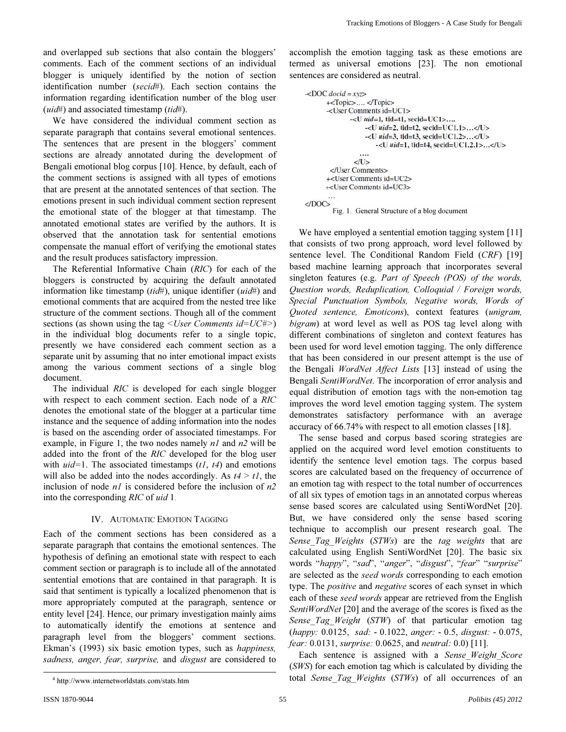and overlapped sub sections that also contain the bloggers' comments. Each of the comment sections of an individual blogger is uniquely identified by the notion of section identification number (*secid*#). Each section contains the information regarding identification number of the blog user (*uid*#) and associated timestamp (*tid*#).

We have considered the individual comment section as separate paragraph that contains several emotional sentences. The sentences that are present in the bloggers' comment sections are already annotated during the development of Bengali emotional blog corpus [10]. Hence, by default, each of the comment sections is assigned with all types of emotions that are present at the annotated sentences of that section. The emotions present in such individual comment section represent the emotional state of the blogger at that timestamp. The annotated emotional states are verified by the authors. It is observed that the annotation task for sentential emotions compensate the manual effort of verifying the emotional states and the result produces satisfactory impression.

The Referential Informative Chain (*RIC*) for each of the bloggers is constructed by acquiring the default annotated information like timestamp (*tid*#), unique identifier (*uid*#) and emotional comments that are acquired from the nested tree like structure of the comment sections. Though all of the comment sections (as shown using the tag <*User Comments id=UC#*>) in the individual blog documents refer to a single topic, presently we have considered each comment section as a separate unit by assuming that no inter emotional impact exists among the various comment sections of a single blog document.

The individual *RIC* is developed for each single blogger with respect to each comment section. Each node of a *RIC* denotes the emotional state of the blogger at a particular time instance and the sequence of adding information into the nodes is based on the ascending order of associated timestamps. For example, in Figure 1, the two nodes namely *n1* and *n2* will be added into the front of the *RIC* developed for the blog user with *uid=*1. The associated timestamps (*t1*, *t4*) and emotions will also be added into the nodes accordingly. As *t4 > t1*, the inclusion of node *n1* is considered before the inclusion of *n2* into the corresponding *RIC* of *uid* 1.

## IV. Automatic Emotion Tagging

Each of the comment sections has been considered as a separate paragraph that contains the emotional sentences. The hypothesis of defining an emotional state with respect to each comment section or paragraph is to include all of the annotated sentential emotions that are contained in that paragraph. It is said that sentiment is typically a localized phenomenon that is more appropriately computed at the paragraph, sentence or entity level [24]. Hence, our primary investigation mainly aims to automatically identify the emotions at sentence and paragraph level from the bloggers' comment sections. Ekman's (1993) six basic emotion types, such as *happiness, sadness, anger, fear, surprise,* and *disgust* are considered to accomplish the emotion tagging task as these emotions are termed as universal emotions [23]. The non emotional sentences are considered as neutral.

```
-<DOC docid = xyz>
    +<Topic>.... </Topic>
    -<User Comments id=UC1>
        -<U uid=1, tid=t1, secid=UC1>....
            -<U uid=2, tid=t2, secid=UC1.1>...</U>
            -<U uid=3, tid=t3, secid=UC1.2>...</U>
                -<U uid=1, tid=t4, secid=UC1.2.1>...</U>
            ....
        </U>
    </User Comments>
    +<User Comments id=UC2>
    +<User Comments id=UC3>
    ...
</DOC>
```

Fig. 1. General Structure of a blog document

We have employed a sentential emotion tagging system [11] that consists of two prong approach, word level followed by sentence level. The Conditional Random Field (*CRF*) [19] based machine learning approach that incorporates several singleton features (e.g. *Part of Speech (POS) of the words, Question words, Reduplication, Colloquial / Foreign words, Special Punctuation Symbols, Negative words, Words of Quoted sentence, Emoticons*), context features (*unigram, bigram*) at word level as well as POS tag level along with different combinations of singleton and context features has been used for word level emotion tagging. The only difference that has been considered in our present attempt is the use of the Bengali *WordNet Affect Lists* [13] instead of using the Bengali *SentiWordNet*. The incorporation of error analysis and equal distribution of emotion tags with the non-emotion tag improves the word level emotion tagging system. The system demonstrates satisfactory performance with an average accuracy of 66.74% with respect to all emotion classes [18].

The sense based and corpus based scoring strategies are applied on the acquired word level emotion constituents to identify the sentence level emotion tags. The corpus based scores are calculated based on the frequency of occurrence of an emotion tag with respect to the total number of occurrences of all six types of emotion tags in an annotated corpus whereas sense based scores are calculated using SentiWordNet [20]. But, we have considered only the sense based scoring technique to accomplish our present research goal. The *Sense_Tag_Weights* (*STWs*) are the *tag weights* that are calculated using English SentiWordNet [20]. The basic six words "*happy*", "*sad*", "*anger*", "*disgust*", "*fear*" "*surprise*" are selected as the *seed words* corresponding to each emotion type. The *positive* and *negative* scores of each synset in which each of these *seed words* appear are retrieved from the English *SentiWordNet* [20] and the average of the scores is fixed as the *Sense_Tag_Weight* (*STW*) of that particular emotion tag (*happy:* 0.0125, *sad:* - 0.1022, *anger:* - 0.5, *disgust:* - 0.075, *fear:* 0.0131, *surprise:* 0.0625, and *neutral:* 0.0) [11].

Each sentence is assigned with a *Sense_Weight_Score* (*SWS*) for each emotion tag which is calculated by dividing the total *Sense_Tag_Weights* (*STWs*) of all occurrences of an

[4] http://www.internetworldstats.com/stats.htm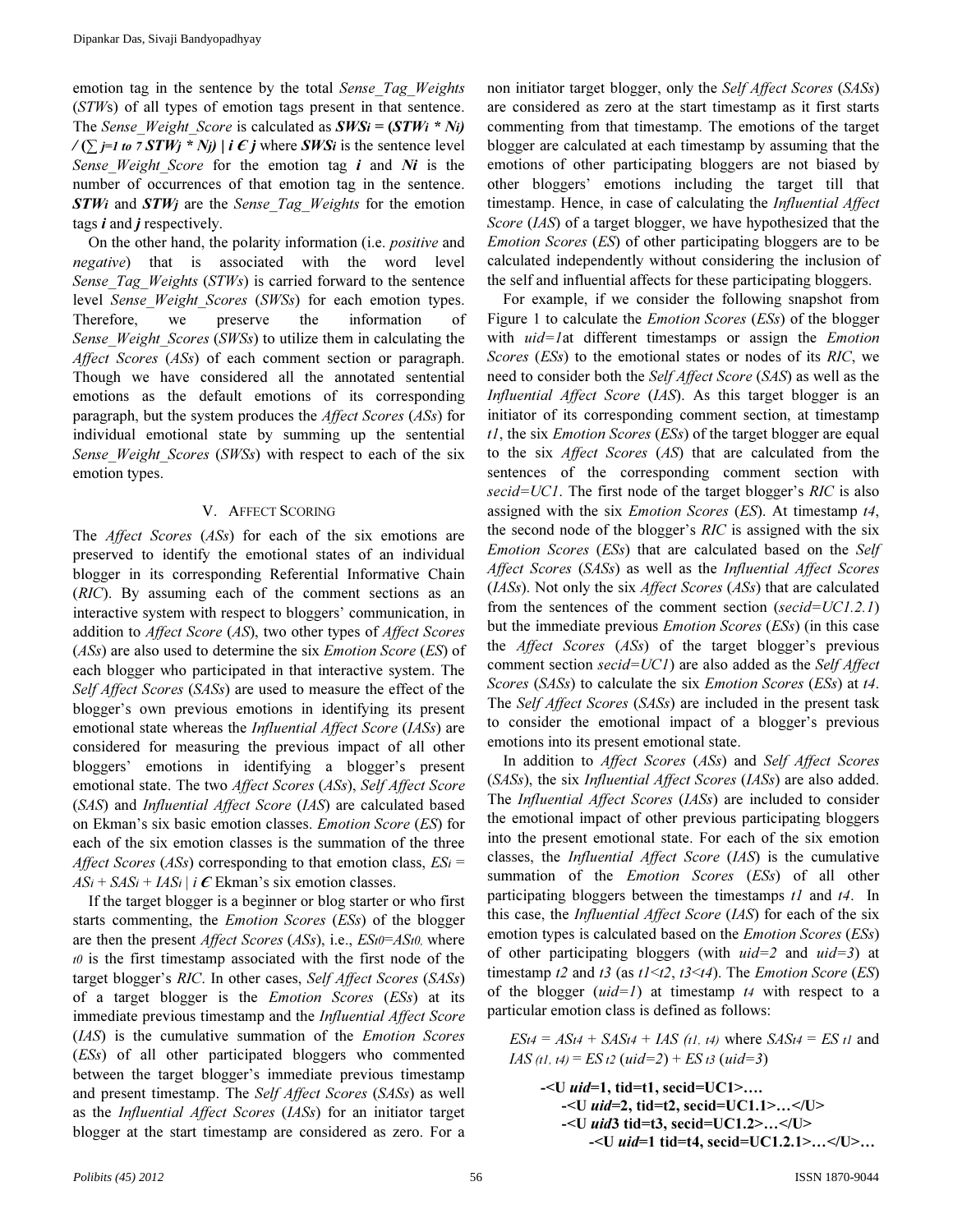emotion tag in the sentence by the total *Sense_Tag_Weights* (*STW*s) of all types of emotion tags present in that sentence. The *Sense_Weight_Score* is calculated as $SWS_i = (STW_i * N_i) / (\sum_{j=1 \text{ to } 7} STW_j * N_j) \mid i \in j$ where $SWS_i$ is the sentence level *Sense_Weight_Score* for the emotion tag $i$ and $N_i$ is the number of occurrences of that emotion tag in the sentence. $STW_i$ and $STW_j$ are the *Sense_Tag_Weights* for the emotion tags $i$ and $j$ respectively.

On the other hand, the polarity information (i.e. *positive* and *negative*) that is associated with the word level *Sense_Tag_Weights* (*STWs*) is carried forward to the sentence level *Sense_Weight_Scores* (*SWSs*) for each emotion types. Therefore, we preserve the information of *Sense_Weight_Scores* (*SWSs*) to utilize them in calculating the *Affect Scores* (*ASs*) of each comment section or paragraph. Though we have considered all the annotated sentential emotions as the default emotions of its corresponding paragraph, but the system produces the *Affect Scores* (*ASs*) for individual emotional state by summing up the sentential *Sense_Weight_Scores* (*SWSs*) with respect to each of the six emotion types.

## V. Affect Scoring

The *Affect Scores* (*ASs*) for each of the six emotions are preserved to identify the emotional states of an individual blogger in its corresponding Referential Informative Chain (*RIC*). By assuming each of the comment sections as an interactive system with respect to bloggers' communication, in addition to *Affect Score* (*AS*), two other types of *Affect Scores* (*ASs*) are also used to determine the six *Emotion Score* (*ES*) of each blogger who participated in that interactive system. The *Self Affect Scores* (*SASs*) are used to measure the effect of the blogger's own previous emotions in identifying its present emotional state whereas the *Influential Affect Score* (*IASs*) are considered for measuring the previous impact of all other bloggers' emotions in identifying a blogger's present emotional state. The two *Affect Scores* (*ASs*), *Self Affect Score* (*SAS*) and *Influential Affect Score* (*IAS*) are calculated based on Ekman's six basic emotion classes. *Emotion Score* (*ES*) for each of the six emotion classes is the summation of the three *Affect Scores* (*ASs*) corresponding to that emotion class, $ES_i = AS_i + SAS_i + IAS_i \mid i \in$ Ekman's six emotion classes.

If the target blogger is a beginner or blog starter or who first starts commenting, the *Emotion Scores* (*ESs*) of the blogger are then the present *Affect Scores* (*ASs*), i.e., $ES_{t0}=AS_{t0}$, where $t0$ is the first timestamp associated with the first node of the target blogger's *RIC*. In other cases, *Self Affect Scores* (*SASs*) of a target blogger is the *Emotion Scores* (*ESs*) at its immediate previous timestamp and the *Influential Affect Score* (*IAS*) is the cumulative summation of the *Emotion Scores* (*ESs*) of all other participated bloggers who commented between the target blogger's immediate previous timestamp and present timestamp. The *Self Affect Scores* (*SASs*) as well as the *Influential Affect Scores* (*IASs*) for an initiator target blogger at the start timestamp are considered as zero. For a non initiator target blogger, only the *Self Affect Scores* (*SASs*) are considered as zero at the start timestamp as it first starts commenting from that timestamp. The emotions of the target blogger are calculated at each timestamp by assuming that the emotions of other participating bloggers are not biased by other bloggers' emotions including the target till that timestamp. Hence, in case of calculating the *Influential Affect Score* (*IAS*) of a target blogger, we have hypothesized that the *Emotion Scores* (*ES*) of other participating bloggers are to be calculated independently without considering the inclusion of the self and influential affects for these participating bloggers.

For example, if we consider the following snapshot from Figure 1 to calculate the *Emotion Scores* (*ESs*) of the blogger with *uid=1*at different timestamps or assign the *Emotion Scores* (*ESs*) to the emotional states or nodes of its *RIC*, we need to consider both the *Self Affect Score* (*SAS*) as well as the *Influential Affect Score* (*IAS*). As this target blogger is an initiator of its corresponding comment section, at timestamp *t1*, the six *Emotion Scores* (*ESs*) of the target blogger are equal to the six *Affect Scores* (*AS*) that are calculated from the sentences of the corresponding comment section with *secid=UC1*. The first node of the target blogger's *RIC* is also assigned with the six *Emotion Scores* (*ES*). At timestamp *t4*, the second node of the blogger's *RIC* is assigned with the six *Emotion Scores* (*ESs*) that are calculated based on the *Self Affect Scores* (*SASs*) as well as the *Influential Affect Scores* (*IASs*). Not only the six *Affect Scores* (*ASs*) that are calculated from the sentences of the comment section (*secid=UC1.2.1*) but the immediate previous *Emotion Scores* (*ESs*) (in this case the *Affect Scores* (*ASs*) of the target blogger's previous comment section *secid=UC1*) are also added as the *Self Affect Scores* (*SASs*) to calculate the six *Emotion Scores* (*ESs*) at *t4*. The *Self Affect Scores* (*SASs*) are included in the present task to consider the emotional impact of a blogger's previous emotions into its present emotional state.

In addition to *Affect Scores* (*ASs*) and *Self Affect Scores* (*SASs*), the six *Influential Affect Scores* (*IASs*) are also added. The *Influential Affect Scores* (*IASs*) are included to consider the emotional impact of other previous participating bloggers into the present emotional state. For each of the six emotion classes, the *Influential Affect Score* (*IAS*) is the cumulative summation of the *Emotion Scores* (*ESs*) of all other participating bloggers between the timestamps *t1* and *t4*. In this case, the *Influential Affect Score* (*IAS*) for each of the six emotion types is calculated based on the *Emotion Scores* (*ESs*) of other participating bloggers (with *uid=2* and *uid=3*) at timestamp *t2* and *t3* (as *t1*<*t2*, *t3*<*t4*). The *Emotion Score* (*ES*) of the blogger (*uid=1*) at timestamp *t4* with respect to a particular emotion class is defined as follows:

$ES_{t4} = AS_{t4} + SAS_{t4} + IAS_{(t1,\, t4)}$ where $SAS_{t4} = ES_{t1}$ and $IAS_{(t1,\, t4)} = ES_{t2}$ (*uid=2*) + $ES_{t3}$ (*uid=3*)

```
-<U uid=1, tid=t1, secid=UC1>….
    -<U uid=2, tid=t2, secid=UC1.1>…</U>
    -<U uid3 tid=t3, secid=UC1.2>…</U>
        -<U uid=1 tid=t4, secid=UC1.2.1>…</U>…
```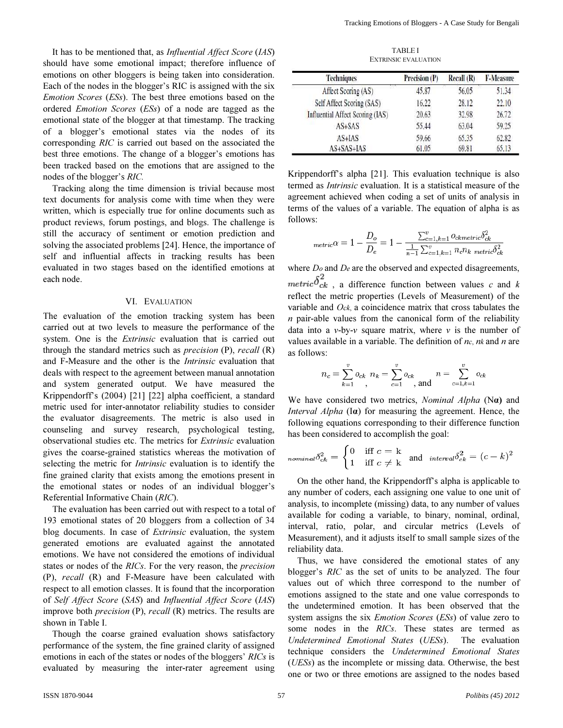It has to be mentioned that, as *Influential Affect Score* (*IAS*) should have some emotional impact; therefore influence of emotions on other bloggers is being taken into consideration. Each of the nodes in the blogger's RIC is assigned with the six *Emotion Scores* (*ESs*). The best three emotions based on the ordered *Emotion Scores* (*ESs*) of a node are tagged as the emotional state of the blogger at that timestamp. The tracking of a blogger's emotional states via the nodes of its corresponding *RIC* is carried out based on the associated the best three emotions. The change of a blogger's emotions has been tracked based on the emotions that are assigned to the nodes of the blogger's *RIC*.

Tracking along the time dimension is trivial because most text documents for analysis come with time when they were written, which is especially true for online documents such as product reviews, forum postings, and blogs. The challenge is still the accuracy of sentiment or emotion prediction and solving the associated problems [24]. Hence, the importance of self and influential affects in tracking results has been evaluated in two stages based on the identified emotions at each node.

## VI. Evaluation

The evaluation of the emotion tracking system has been carried out at two levels to measure the performance of the system. One is the *Extrinsic* evaluation that is carried out through the standard metrics such as *precision* (P), *recall* (R) and F-Measure and the other is the *Intrinsic* evaluation that deals with respect to the agreement between manual annotation and system generated output. We have measured the Krippendorff's (2004) [21] [22] alpha coefficient, a standard metric used for inter-annotator reliability studies to consider the evaluator disagreements. The metric is also used in counseling and survey research, psychological testing, observational studies etc. The metrics for *Extrinsic* evaluation gives the coarse-grained statistics whereas the motivation of selecting the metric for *Intrinsic* evaluation is to identify the fine grained clarity that exists among the emotions present in the emotional states or nodes of an individual blogger's Referential Informative Chain (*RIC*).

The evaluation has been carried out with respect to a total of 193 emotional states of 20 bloggers from a collection of 34 blog documents. In case of *Extrinsic* evaluation, the system generated emotions are evaluated against the annotated emotions. We have not considered the emotions of individual states or nodes of the *RICs*. For the very reason, the *precision* (P), *recall* (R) and F-Measure have been calculated with respect to all emotion classes. It is found that the incorporation of *Self Affect Score* (*SAS*) and *Influential Affect Score* (*IAS*) improve both *precision* (P), *recall* (R) metrics. The results are shown in Table I.

TABLE I
Extrinsic evaluation

| Techniques | Precision (P) | Recall (R) | F-Measure |
|---|---|---|---|
| Affect Scoring (AS) | 45.87 | 56.05 | 51.34 |
| Self Affect Scoring (SAS) | 16.22 | 28.12 | 22.10 |
| Influential Affect Scoring (IAS) | 20.63 | 32.98 | 26.72 |
| AS+SAS | 55.44 | 63.04 | 59.25 |
| AS+IAS | 59.66 | 65.35 | 62.82 |
| AS+SAS+IAS | 61.05 | 69.81 | 65.13 |

Though the coarse grained evaluation shows satisfactory performance of the system, the fine grained clarity of assigned emotions in each of the states or nodes of the bloggers' *RICs* is evaluated by measuring the inter-rater agreement using Krippendorff's alpha [21]. This evaluation technique is also termed as *Intrinsic* evaluation. It is a statistical measure of the agreement achieved when coding a set of units of analysis in terms of the values of a variable. The equation of alpha is as follows:

$$_{metric}\alpha = 1 - \frac{D_o}{D_e} = 1 - \frac{\sum_{c=1,k=1}^{v} o_{ck\,metric}\delta_{ck}^2}{\frac{1}{n-1}\sum_{c=1,k=1}^{v} n_c n_k \; _{metric}\delta_{ck}^2}$$

where $D_o$ and $D_e$ are the observed and expected disagreements, $_{metric}\delta_{ck}^2$, a difference function between values $c$ and $k$ reflect the metric properties (Levels of Measurement) of the variable and $O_{ck}$, a coincidence matrix that cross tabulates the $n$ pair-able values from the canonical form of the reliability data into a $v$-by-$v$ square matrix, where $v$ is the number of values available in a variable. The definition of $n_c$, $n_k$ and $n$ are as follows:

$$n_c = \sum_{k=1}^{v} o_{ck}, \quad n_k = \sum_{c=1}^{v} o_{ck}, \text{ and } \quad n = \sum_{c=1,k=1}^{v} o_{ck}$$

We have considered two metrics, *Nominal Alpha* (**Nα**) and *Interval Alpha* (**Iα**) for measuring the agreement. Hence, the following equations corresponding to their difference function has been considered to accomplish the goal:

$$_{nominal}\delta_{ck}^2 = \begin{cases} 0 & \text{iff } c = k \\ 1 & \text{iff } c \neq k \end{cases} \quad \text{and} \quad _{interval}\delta_{ck}^2 = (c-k)^2$$

On the other hand, the Krippendorff's alpha is applicable to any number of coders, each assigning one value to one unit of analysis, to incomplete (missing) data, to any number of values available for coding a variable, to binary, nominal, ordinal, interval, ratio, polar, and circular metrics (Levels of Measurement), and it adjusts itself to small sample sizes of the reliability data.

Thus, we have considered the emotional states of any blogger's *RIC* as the set of units to be analyzed. The four values out of which three correspond to the number of emotions assigned to the state and one value corresponds to the undetermined emotion. It has been observed that the system assigns the six *Emotion Scores* (*ESs*) of value zero to some nodes in the *RICs*. These states are termed as *Undetermined Emotional States* (*UESs*). The evaluation technique considers the *Undetermined Emotional States* (*UESs*) as the incomplete or missing data. Otherwise, the best one or two or three emotions are assigned to the nodes based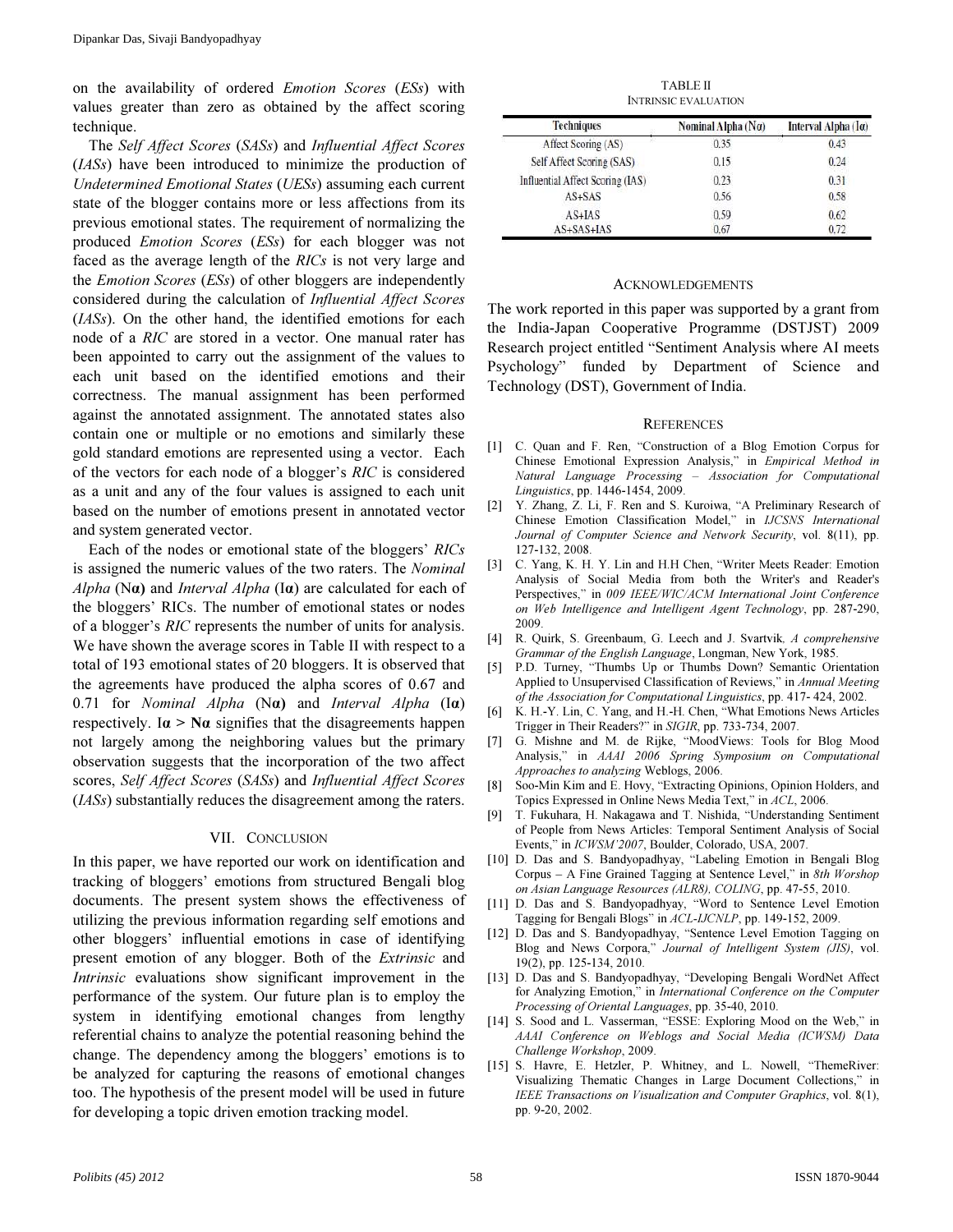on the availability of ordered *Emotion Scores* (*ESs*) with values greater than zero as obtained by the affect scoring technique.

The *Self Affect Scores* (*SASs*) and *Influential Affect Scores* (*IASs*) have been introduced to minimize the production of *Undetermined Emotional States* (*UESs*) assuming each current state of the blogger contains more or less affections from its previous emotional states. The requirement of normalizing the produced *Emotion Scores* (*ESs*) for each blogger was not faced as the average length of the *RICs* is not very large and the *Emotion Scores* (*ESs*) of other bloggers are independently considered during the calculation of *Influential Affect Scores* (*IASs*). On the other hand, the identified emotions for each node of a *RIC* are stored in a vector. One manual rater has been appointed to carry out the assignment of the values to each unit based on the identified emotions and their correctness. The manual assignment has been performed against the annotated assignment. The annotated states also contain one or multiple or no emotions and similarly these gold standard emotions are represented using a vector. Each of the vectors for each node of a blogger's *RIC* is considered as a unit and any of the four values is assigned to each unit based on the number of emotions present in annotated vector and system generated vector.

Each of the nodes or emotional state of the bloggers' *RICs* is assigned the numeric values of the two raters. The *Nominal Alpha* (N**α**) and *Interval Alpha* (I**α**) are calculated for each of the bloggers' RICs. The number of emotional states or nodes of a blogger's *RIC* represents the number of units for analysis. We have shown the average scores in Table II with respect to a total of 193 emotional states of 20 bloggers. It is observed that the agreements have produced the alpha scores of 0.67 and 0.71 for *Nominal Alpha* (N**α**) and *Interval Alpha* (I**α**) respectively. **Iα > Nα** signifies that the disagreements happen not largely among the neighboring values but the primary observation suggests that the incorporation of the two affect scores, *Self Affect Scores* (*SASs*) and *Influential Affect Scores* (*IASs*) substantially reduces the disagreement among the raters.

TABLE II
INTRINSIC EVALUATION

| Techniques | Nominal Alpha (Nα) | Interval Alpha (Iα) |
|---|---|---|
| Affect Scoring (AS) | 0.35 | 0.43 |
| Self Affect Scoring (SAS) | 0.15 | 0.24 |
| Influential Affect Scoring (IAS) | 0.23 | 0.31 |
| AS+SAS | 0.56 | 0.58 |
| AS+IAS | 0.59 | 0.62 |
| AS+SAS+IAS | 0.67 | 0.72 |

## VII. CONCLUSION

In this paper, we have reported our work on identification and tracking of bloggers' emotions from structured Bengali blog documents. The present system shows the effectiveness of utilizing the previous information regarding self emotions and other bloggers' influential emotions in case of identifying present emotion of any blogger. Both of the *Extrinsic* and *Intrinsic* evaluations show significant improvement in the performance of the system. Our future plan is to employ the system in identifying emotional changes from lengthy referential chains to analyze the potential reasoning behind the change. The dependency among the bloggers' emotions is to be analyzed for capturing the reasons of emotional changes too. The hypothesis of the present model will be used in future for developing a topic driven emotion tracking model.

## ACKNOWLEDGEMENTS

The work reported in this paper was supported by a grant from the India-Japan Cooperative Programme (DSTJST) 2009 Research project entitled "Sentiment Analysis where AI meets Psychology" funded by Department of Science and Technology (DST), Government of India.

## REFERENCES

[1] C. Quan and F. Ren, "Construction of a Blog Emotion Corpus for Chinese Emotional Expression Analysis," in *Empirical Method in Natural Language Processing – Association for Computational Linguistics*, pp. 1446-1454, 2009.

[2] Y. Zhang, Z. Li, F. Ren and S. Kuroiwa, "A Preliminary Research of Chinese Emotion Classification Model," in *IJCSNS International Journal of Computer Science and Network Security*, vol. 8(11), pp. 127-132, 2008.

[3] C. Yang, K. H. Y. Lin and H.H Chen, "Writer Meets Reader: Emotion Analysis of Social Media from both the Writer's and Reader's Perspectives," in *009 IEEE/WIC/ACM International Joint Conference on Web Intelligence and Intelligent Agent Technology*, pp. 287-290, 2009.

[4] R. Quirk, S. Greenbaum, G. Leech and J. Svartvik, *A comprehensive Grammar of the English Language*, Longman, New York, 1985.

[5] P.D. Turney, "Thumbs Up or Thumbs Down? Semantic Orientation Applied to Unsupervised Classification of Reviews," in *Annual Meeting of the Association for Computational Linguistics*, pp. 417- 424, 2002.

[6] K. H.-Y. Lin, C. Yang, and H.-H. Chen, "What Emotions News Articles Trigger in Their Readers?" in *SIGIR*, pp. 733-734, 2007.

[7] G. Mishne and M. de Rijke, "MoodViews: Tools for Blog Mood Analysis," in *AAAI 2006 Spring Symposium on Computational Approaches to analyzing* Weblogs, 2006.

[8] Soo-Min Kim and E. Hovy, "Extracting Opinions, Opinion Holders, and Topics Expressed in Online News Media Text," in *ACL*, 2006.

[9] T. Fukuhara, H. Nakagawa and T. Nishida, "Understanding Sentiment of People from News Articles: Temporal Sentiment Analysis of Social Events," in *ICWSM'2007*, Boulder, Colorado, USA, 2007.

[10] D. Das and S. Bandyopadhyay, "Labeling Emotion in Bengali Blog Corpus – A Fine Grained Tagging at Sentence Level," in *8th Worshop on Asian Language Resources (ALR8), COLING*, pp. 47-55, 2010.

[11] D. Das and S. Bandyopadhyay, "Word to Sentence Level Emotion Tagging for Bengali Blogs" in *ACL-IJCNLP*, pp. 149-152, 2009.

[12] D. Das and S. Bandyopadhyay, "Sentence Level Emotion Tagging on Blog and News Corpora," *Journal of Intelligent System (JIS)*, vol. 19(2), pp. 125-134, 2010.

[13] D. Das and S. Bandyopadhyay, "Developing Bengali WordNet Affect for Analyzing Emotion," in *International Conference on the Computer Processing of Oriental Languages*, pp. 35-40, 2010.

[14] S. Sood and L. Vasserman, "ESSE: Exploring Mood on the Web," in *AAAI Conference on Weblogs and Social Media (ICWSM) Data Challenge Workshop*, 2009.

[15] S. Havre, E. Hetzler, P. Whitney, and L. Nowell, "ThemeRiver: Visualizing Thematic Changes in Large Document Collections," in *IEEE Transactions on Visualization and Computer Graphics*, vol. 8(1), pp. 9-20, 2002.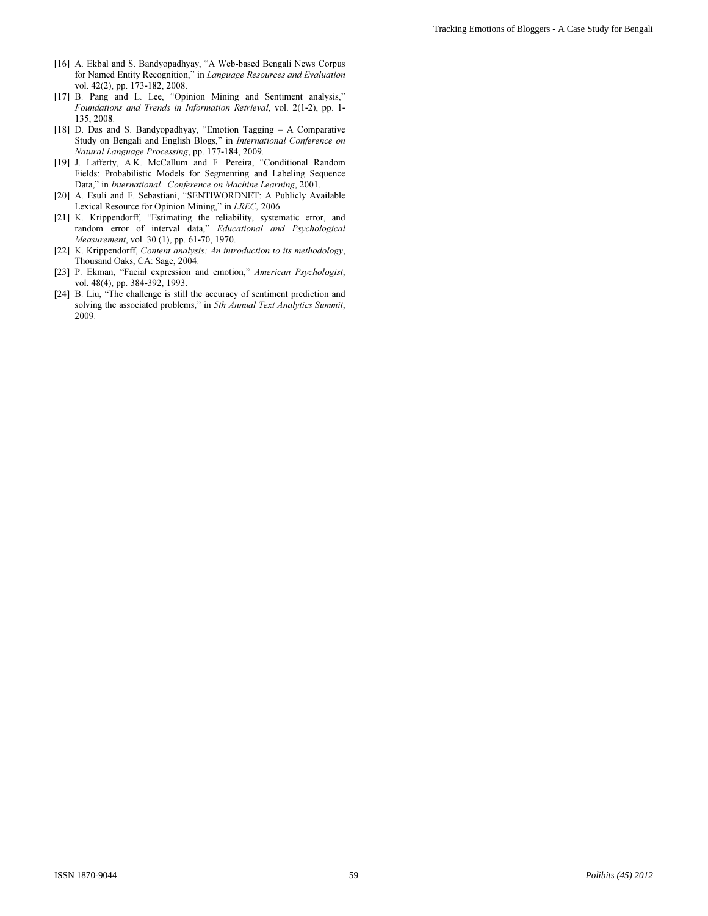[16] A. Ekbal and S. Bandyopadhyay, "A Web-based Bengali News Corpus for Named Entity Recognition," in *Language Resources and Evaluation* vol. 42(2), pp. 173-182, 2008.

[17] B. Pang and L. Lee, "Opinion Mining and Sentiment analysis," *Foundations and Trends in Information Retrieval*, vol. 2(1-2), pp. 1-135, 2008.

[18] D. Das and S. Bandyopadhyay, "Emotion Tagging – A Comparative Study on Bengali and English Blogs," in *International Conference on Natural Language Processing*, pp. 177-184, 2009.

[19] J. Lafferty, A.K. McCallum and F. Pereira, "Conditional Random Fields: Probabilistic Models for Segmenting and Labeling Sequence Data," in *International Conference on Machine Learning*, 2001.

[20] A. Esuli and F. Sebastiani, "SENTIWORDNET: A Publicly Available Lexical Resource for Opinion Mining," in *LREC,* 2006.

[21] K. Krippendorff, "Estimating the reliability, systematic error, and random error of interval data," *Educational and Psychological Measurement*, vol. 30 (1), pp. 61-70, 1970.

[22] K. Krippendorff, *Content analysis: An introduction to its methodology*, Thousand Oaks, CA: Sage, 2004.

[23] P. Ekman, "Facial expression and emotion," *American Psychologist*, vol. 48(4), pp. 384-392, 1993.

[24] B. Liu, "The challenge is still the accuracy of sentiment prediction and solving the associated problems," in *5th Annual Text Analytics Summit*, 2009.